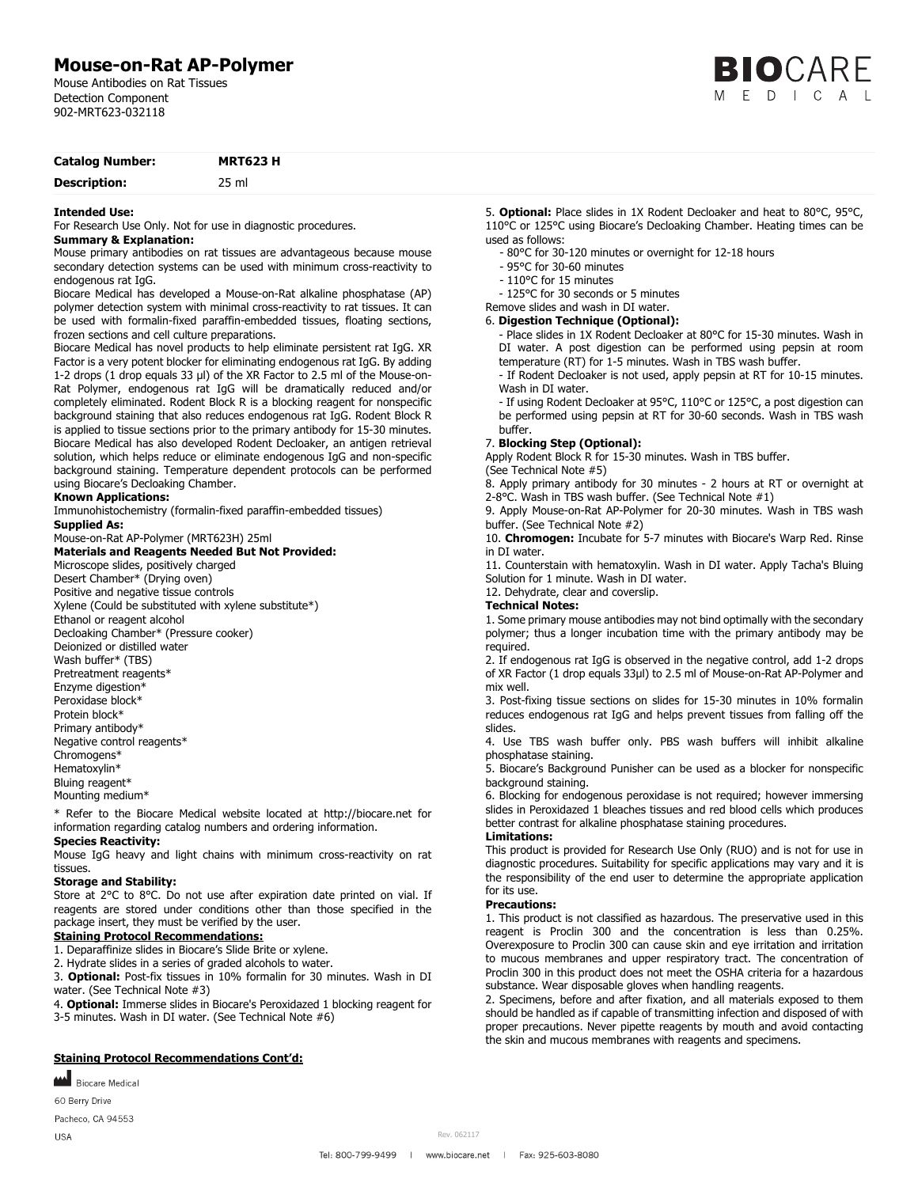# Mouse-on-Rat AP-Polymer

Mouse Antibodies on Rat Tissues
Detection Component
902-MRT623-032118

| **Catalog Number:** | **MRT623 H** |
| --- | --- |
| **Description:** | 25 ml |

**Intended Use:**
For Research Use Only. Not for use in diagnostic procedures.

**Summary & Explanation:**
Mouse primary antibodies on rat tissues are advantageous because mouse secondary detection systems can be used with minimum cross-reactivity to endogenous rat IgG.

Biocare Medical has developed a Mouse-on-Rat alkaline phosphatase (AP) polymer detection system with minimal cross-reactivity to rat tissues. It can be used with formalin-fixed paraffin-embedded tissues, floating sections, frozen sections and cell culture preparations.

Biocare Medical has novel products to help eliminate persistent rat IgG. XR Factor is a very potent blocker for eliminating endogenous rat IgG. By adding 1-2 drops (1 drop equals 33 µl) of the XR Factor to 2.5 ml of the Mouse-on-Rat Polymer, endogenous rat IgG will be dramatically reduced and/or completely eliminated. Rodent Block R is a blocking reagent for nonspecific background staining that also reduces endogenous rat IgG. Rodent Block R is applied to tissue sections prior to the primary antibody for 15-30 minutes. Biocare Medical has also developed Rodent Decloaker, an antigen retrieval solution, which helps reduce or eliminate endogenous IgG and non-specific background staining. Temperature dependent protocols can be performed using Biocare's Decloaking Chamber.

**Known Applications:**
Immunohistochemistry (formalin-fixed paraffin-embedded tissues)

**Supplied As:**
Mouse-on-Rat AP-Polymer (MRT623H) 25ml

**Materials and Reagents Needed But Not Provided:**
Microscope slides, positively charged
Desert Chamber* (Drying oven)
Positive and negative tissue controls
Xylene (Could be substituted with xylene substitute*)
Ethanol or reagent alcohol
Decloaking Chamber* (Pressure cooker)
Deionized or distilled water
Wash buffer* (TBS)
Pretreatment reagents*
Enzyme digestion*
Peroxidase block*
Protein block*
Primary antibody*
Negative control reagents*
Chromogens*
Hematoxylin*
Bluing reagent*
Mounting medium*

* Refer to the Biocare Medical website located at http://biocare.net for information regarding catalog numbers and ordering information.

**Species Reactivity:**
Mouse IgG heavy and light chains with minimum cross-reactivity on rat tissues.

**Storage and Stability:**
Store at 2°C to 8°C. Do not use after expiration date printed on vial. If reagents are stored under conditions other than those specified in the package insert, they must be verified by the user.

**Staining Protocol Recommendations:**

1. Deparaffinize slides in Biocare's Slide Brite or xylene.
2. Hydrate slides in a series of graded alcohols to water.
3. **Optional:** Post-fix tissues in 10% formalin for 30 minutes. Wash in DI water. (See Technical Note #3)
4. **Optional:** Immerse slides in Biocare's Peroxidazed 1 blocking reagent for 3-5 minutes. Wash in DI water. (See Technical Note #6)

**Staining Protocol Recommendations Cont'd:**

5. **Optional:** Place slides in 1X Rodent Decloaker and heat to 80°C, 95°C, 110°C or 125°C using Biocare's Decloaking Chamber. Heating times can be used as follows:
   - 80°C for 30-120 minutes or overnight for 12-18 hours
   - 95°C for 30-60 minutes
   - 110°C for 15 minutes
   - 125°C for 30 seconds or 5 minutes

   Remove slides and wash in DI water.
6. **Digestion Technique (Optional):**
   - Place slides in 1X Rodent Decloaker at 80°C for 15-30 minutes. Wash in DI water. A post digestion can be performed using pepsin at room temperature (RT) for 1-5 minutes. Wash in TBS wash buffer.
   - If Rodent Decloaker is not used, apply pepsin at RT for 10-15 minutes. Wash in DI water.
   - If using Rodent Decloaker at 95°C, 110°C or 125°C, a post digestion can be performed using pepsin at RT for 30-60 seconds. Wash in TBS wash buffer.
7. **Blocking Step (Optional):**
   Apply Rodent Block R for 15-30 minutes. Wash in TBS buffer.
   (See Technical Note #5)
8. Apply primary antibody for 30 minutes - 2 hours at RT or overnight at 2-8°C. Wash in TBS wash buffer. (See Technical Note #1)
9. Apply Mouse-on-Rat AP-Polymer for 20-30 minutes. Wash in TBS wash buffer. (See Technical Note #2)
10. **Chromogen:** Incubate for 5-7 minutes with Biocare's Warp Red. Rinse in DI water.
11. Counterstain with hematoxylin. Wash in DI water. Apply Tacha's Bluing Solution for 1 minute. Wash in DI water.
12. Dehydrate, clear and coverslip.

**Technical Notes:**

1. Some primary mouse antibodies may not bind optimally with the secondary polymer; thus a longer incubation time with the primary antibody may be required.
2. If endogenous rat IgG is observed in the negative control, add 1-2 drops of XR Factor (1 drop equals 33µl) to 2.5 ml of Mouse-on-Rat AP-Polymer and mix well.
3. Post-fixing tissue sections on slides for 15-30 minutes in 10% formalin reduces endogenous rat IgG and helps prevent tissues from falling off the slides.
4. Use TBS wash buffer only. PBS wash buffers will inhibit alkaline phosphatase staining.
5. Biocare's Background Punisher can be used as a blocker for nonspecific background staining.
6. Blocking for endogenous peroxidase is not required; however immersing slides in Peroxidazed 1 bleaches tissues and red blood cells which produces better contrast for alkaline phosphatase staining procedures.

**Limitations:**
This product is provided for Research Use Only (RUO) and is not for use in diagnostic procedures. Suitability for specific applications may vary and it is the responsibility of the end user to determine the appropriate application for its use.

**Precautions:**

1. This product is not classified as hazardous. The preservative used in this reagent is Proclin 300 and the concentration is less than 0.25%. Overexposure to Proclin 300 can cause skin and eye irritation and irritation to mucous membranes and upper respiratory tract. The concentration of Proclin 300 in this product does not meet the OSHA criteria for a hazardous substance. Wear disposable gloves when handling reagents.
2. Specimens, before and after fixation, and all materials exposed to them should be handled as if capable of transmitting infection and disposed of with proper precautions. Never pipette reagents by mouth and avoid contacting the skin and mucous membranes with reagents and specimens.

Biocare Medical
60 Berry Drive
Pacheco, CA 94553
USA

Rev. 062117

Tel: 800-799-9499 | www.biocare.net | Fax: 925-603-8080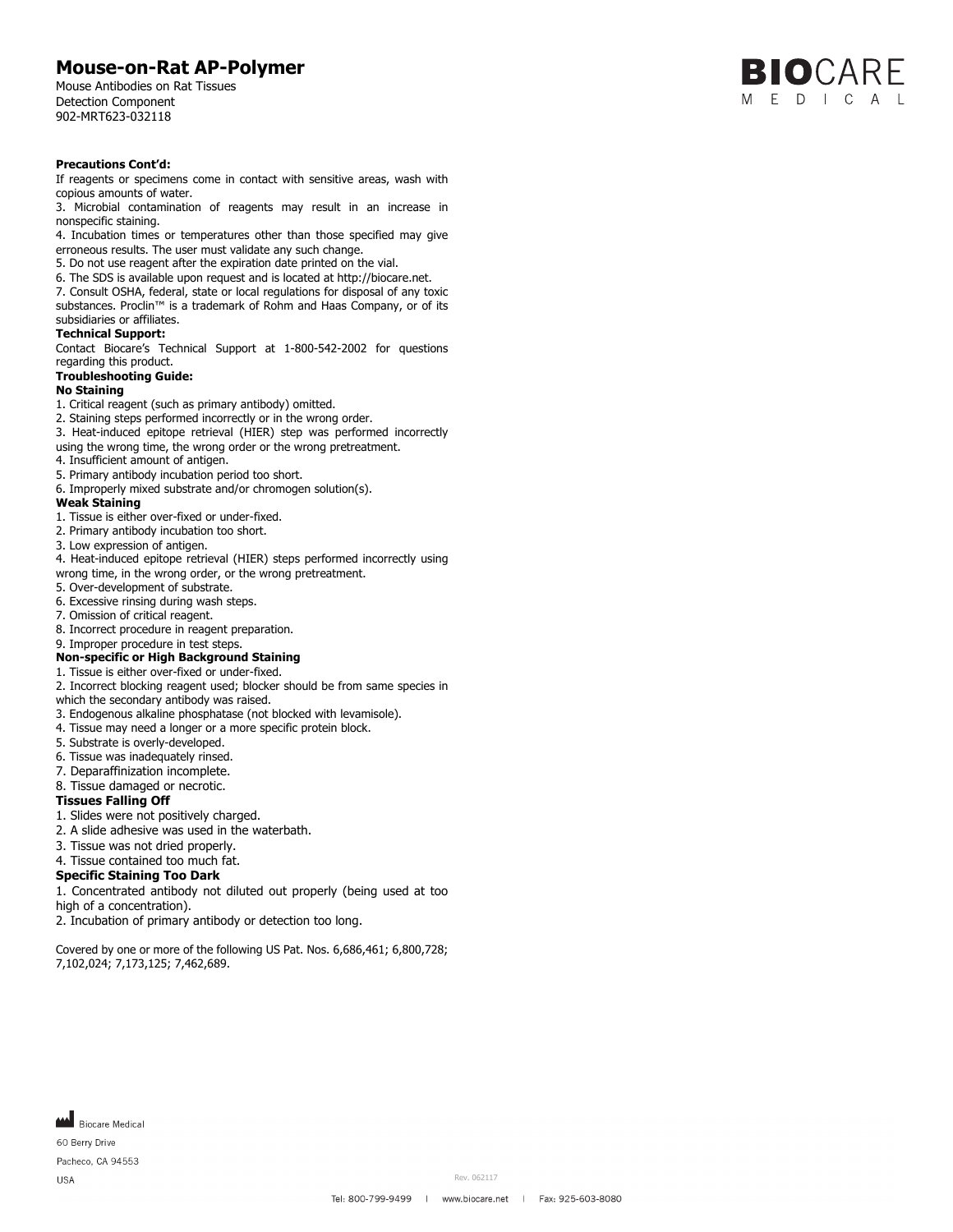# Mouse-on-Rat AP-Polymer

Mouse Antibodies on Rat Tissues
Detection Component
902-MRT623-032118

**Precautions Cont'd:**

If reagents or specimens come in contact with sensitive areas, wash with copious amounts of water.

3. Microbial contamination of reagents may result in an increase in nonspecific staining.
4. Incubation times or temperatures other than those specified may give erroneous results. The user must validate any such change.
5. Do not use reagent after the expiration date printed on the vial.
6. The SDS is available upon request and is located at http://biocare.net.
7. Consult OSHA, federal, state or local regulations for disposal of any toxic substances. Proclin™ is a trademark of Rohm and Haas Company, or of its subsidiaries or affiliates.

**Technical Support:**

Contact Biocare's Technical Support at 1-800-542-2002 for questions regarding this product.

**Troubleshooting Guide:**

**No Staining**

1. Critical reagent (such as primary antibody) omitted.
2. Staining steps performed incorrectly or in the wrong order.
3. Heat-induced epitope retrieval (HIER) step was performed incorrectly using the wrong time, the wrong order or the wrong pretreatment.
4. Insufficient amount of antigen.
5. Primary antibody incubation period too short.
6. Improperly mixed substrate and/or chromogen solution(s).

**Weak Staining**

1. Tissue is either over-fixed or under-fixed.
2. Primary antibody incubation too short.
3. Low expression of antigen.
4. Heat-induced epitope retrieval (HIER) steps performed incorrectly using wrong time, in the wrong order, or the wrong pretreatment.
5. Over-development of substrate.
6. Excessive rinsing during wash steps.
7. Omission of critical reagent.
8. Incorrect procedure in reagent preparation.
9. Improper procedure in test steps.

**Non-specific or High Background Staining**

1. Tissue is either over-fixed or under-fixed.
2. Incorrect blocking reagent used; blocker should be from same species in which the secondary antibody was raised.
3. Endogenous alkaline phosphatase (not blocked with levamisole).
4. Tissue may need a longer or a more specific protein block.
5. Substrate is overly-developed.
6. Tissue was inadequately rinsed.
7. Deparaffinization incomplete.
8. Tissue damaged or necrotic.

**Tissues Falling Off**

1. Slides were not positively charged.
2. A slide adhesive was used in the waterbath.
3. Tissue was not dried properly.
4. Tissue contained too much fat.

**Specific Staining Too Dark**

1. Concentrated antibody not diluted out properly (being used at too high of a concentration).
2. Incubation of primary antibody or detection too long.

Covered by one or more of the following US Pat. Nos. 6,686,461; 6,800,728; 7,102,024; 7,173,125; 7,462,689.

Biocare Medical
60 Berry Drive
Pacheco, CA 94553
USA

Rev. 062117

Tel: 800-799-9499 | www.biocare.net | Fax: 925-603-8080